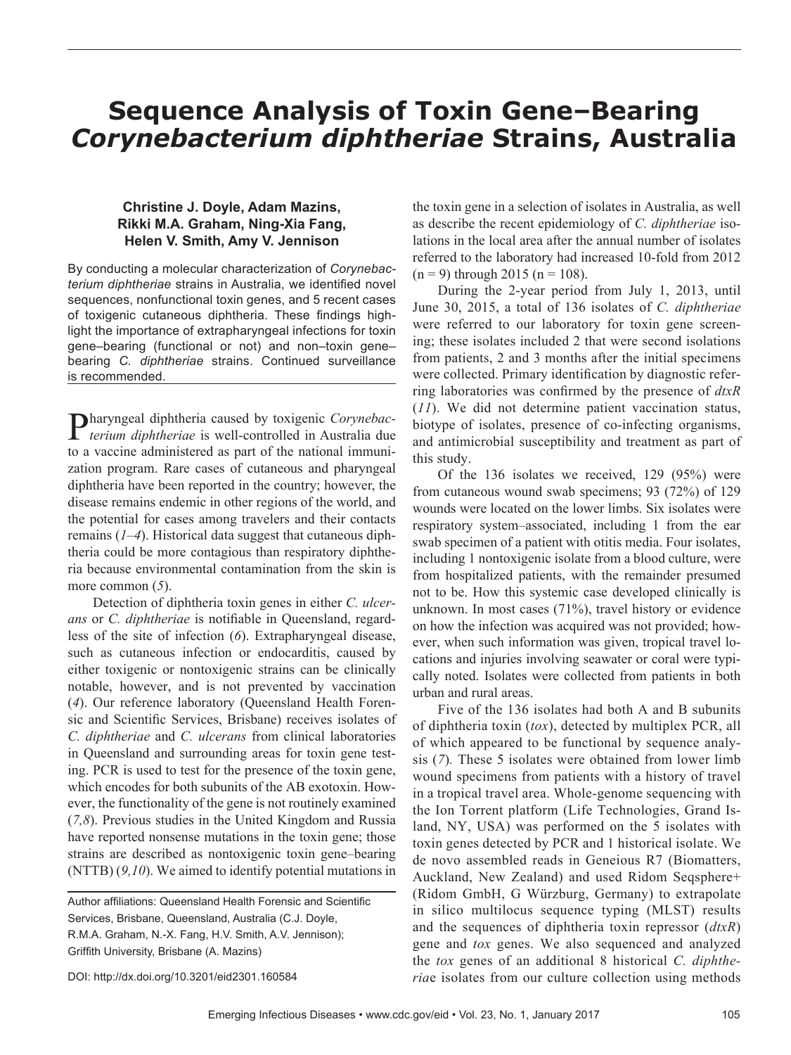# Sequence Analysis of Toxin Gene–Bearing *Corynebacterium diphtheriae* Strains, Australia

**Christine J. Doyle, Adam Mazins, Rikki M.A. Graham, Ning-Xia Fang, Helen V. Smith, Amy V. Jennison**

By conducting a molecular characterization of *Corynebacterium diphtheriae* strains in Australia, we identified novel sequences, nonfunctional toxin genes, and 5 recent cases of toxigenic cutaneous diphtheria. These findings highlight the importance of extrapharyngeal infections for toxin gene–bearing (functional or not) and non–toxin gene–bearing *C. diphtheriae* strains. Continued surveillance is recommended.

Pharyngeal diphtheria caused by toxigenic *Corynebacterium diphtheriae* is well-controlled in Australia due to a vaccine administered as part of the national immunization program. Rare cases of cutaneous and pharyngeal diphtheria have been reported in the country; however, the disease remains endemic in other regions of the world, and the potential for cases among travelers and their contacts remains (*1–4*). Historical data suggest that cutaneous diphtheria could be more contagious than respiratory diphtheria because environmental contamination from the skin is more common (*5*).

Detection of diphtheria toxin genes in either *C. ulcerans* or *C. diphtheriae* is notifiable in Queensland, regardless of the site of infection (*6*). Extrapharyngeal disease, such as cutaneous infection or endocarditis, caused by either toxigenic or nontoxigenic strains can be clinically notable, however, and is not prevented by vaccination (*4*). Our reference laboratory (Queensland Health Forensic and Scientific Services, Brisbane) receives isolates of *C. diphtheriae* and *C. ulcerans* from clinical laboratories in Queensland and surrounding areas for toxin gene testing. PCR is used to test for the presence of the toxin gene, which encodes for both subunits of the AB exotoxin. However, the functionality of the gene is not routinely examined (*7,8*). Previous studies in the United Kingdom and Russia have reported nonsense mutations in the toxin gene; those strains are described as nontoxigenic toxin gene–bearing (NTTB) (*9,10*). We aimed to identify potential mutations in the toxin gene in a selection of isolates in Australia, as well as describe the recent epidemiology of *C. diphtheriae* isolations in the local area after the annual number of isolates referred to the laboratory had increased 10-fold from 2012 (n = 9) through 2015 (n = 108).

During the 2-year period from July 1, 2013, until June 30, 2015, a total of 136 isolates of *C. diphtheriae* were referred to our laboratory for toxin gene screening; these isolates included 2 that were second isolations from patients, 2 and 3 months after the initial specimens were collected. Primary identification by diagnostic referring laboratories was confirmed by the presence of *dtxR* (*11*). We did not determine patient vaccination status, biotype of isolates, presence of co-infecting organisms, and antimicrobial susceptibility and treatment as part of this study.

Of the 136 isolates we received, 129 (95%) were from cutaneous wound swab specimens; 93 (72%) of 129 wounds were located on the lower limbs. Six isolates were respiratory system–associated, including 1 from the ear swab specimen of a patient with otitis media. Four isolates, including 1 nontoxigenic isolate from a blood culture, were from hospitalized patients, with the remainder presumed not to be. How this systemic case developed clinically is unknown. In most cases (71%), travel history or evidence on how the infection was acquired was not provided; however, when such information was given, tropical travel locations and injuries involving seawater or coral were typically noted. Isolates were collected from patients in both urban and rural areas.

Five of the 136 isolates had both A and B subunits of diphtheria toxin (*tox*), detected by multiplex PCR, all of which appeared to be functional by sequence analysis (*7*). These 5 isolates were obtained from lower limb wound specimens from patients with a history of travel in a tropical travel area. Whole-genome sequencing with the Ion Torrent platform (Life Technologies, Grand Island, NY, USA) was performed on the 5 isolates with toxin genes detected by PCR and 1 historical isolate. We de novo assembled reads in Geneious R7 (Biomatters, Auckland, New Zealand) and used Ridom Seqsphere+ (Ridom GmbH, G Würzburg, Germany) to extrapolate in silico multilocus sequence typing (MLST) results and the sequences of diphtheria toxin repressor (*dtxR*) gene and *tox* genes. We also sequenced and analyzed the *tox* genes of an additional 8 historical *C. diphtheriae* isolates from our culture collection using methods

Author affiliations: Queensland Health Forensic and Scientific Services, Brisbane, Queensland, Australia (C.J. Doyle, R.M.A. Graham, N.-X. Fang, H.V. Smith, A.V. Jennison); Griffith University, Brisbane (A. Mazins)

DOI: http://dx.doi.org/10.3201/eid2301.160584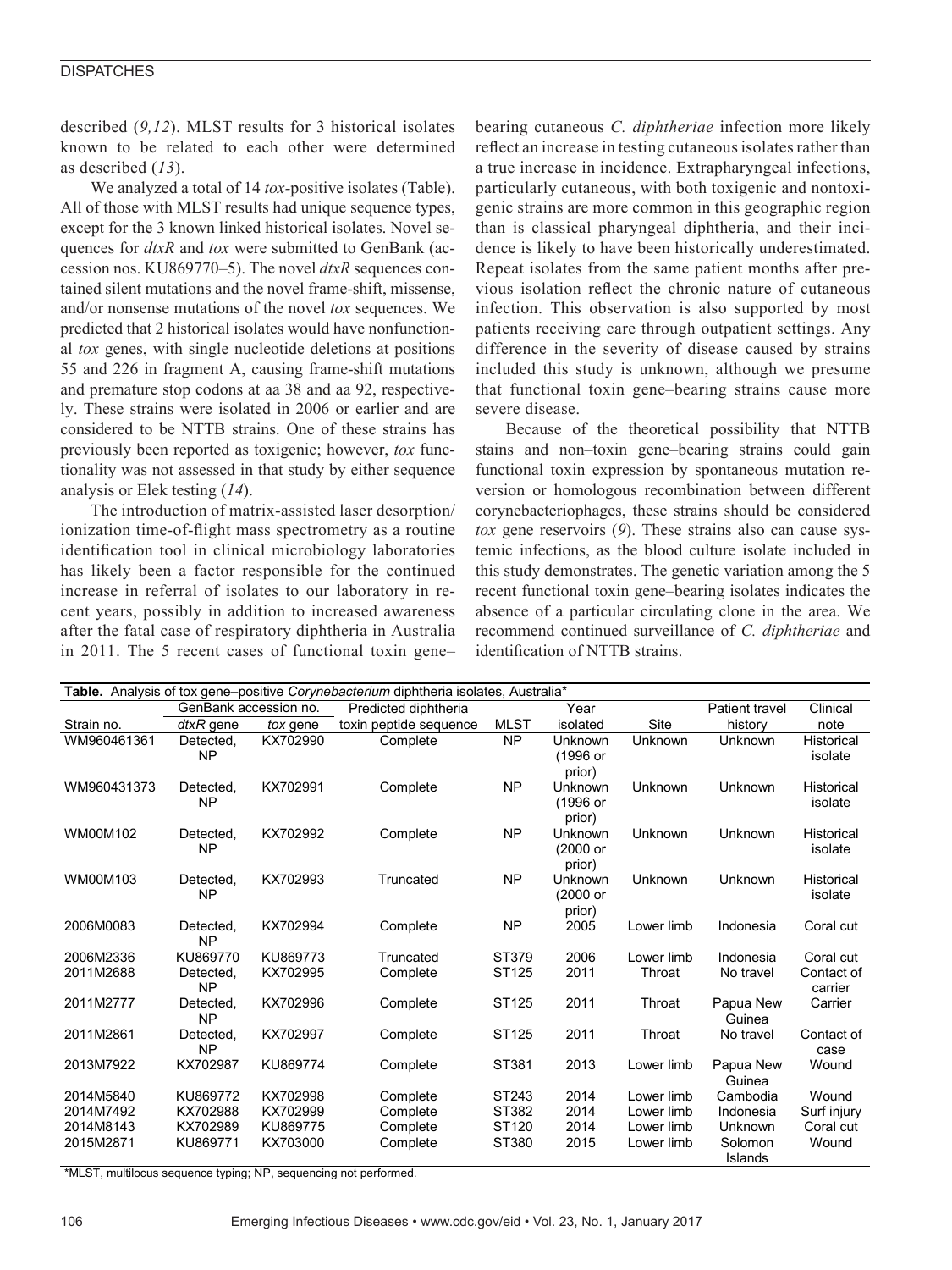described (*9,12*). MLST results for 3 historical isolates known to be related to each other were determined as described (*13*).

We analyzed a total of 14 *tox*-positive isolates (Table). All of those with MLST results had unique sequence types, except for the 3 known linked historical isolates. Novel sequences for *dtxR* and *tox* were submitted to GenBank (accession nos. KU869770–5). The novel *dtxR* sequences contained silent mutations and the novel frame-shift, missense, and/or nonsense mutations of the novel *tox* sequences. We predicted that 2 historical isolates would have nonfunctional *tox* genes, with single nucleotide deletions at positions 55 and 226 in fragment A, causing frame-shift mutations and premature stop codons at aa 38 and aa 92, respectively. These strains were isolated in 2006 or earlier and are considered to be NTTB strains. One of these strains has previously been reported as toxigenic; however, *tox* functionality was not assessed in that study by either sequence analysis or Elek testing (*14*).

The introduction of matrix-assisted laser desorption/ionization time-of-flight mass spectrometry as a routine identification tool in clinical microbiology laboratories has likely been a factor responsible for the continued increase in referral of isolates to our laboratory in recent years, possibly in addition to increased awareness after the fatal case of respiratory diphtheria in Australia in 2011. The 5 recent cases of functional toxin gene–bearing cutaneous *C. diphtheriae* infection more likely reflect an increase in testing cutaneous isolates rather than a true increase in incidence. Extrapharyngeal infections, particularly cutaneous, with both toxigenic and nontoxigenic strains are more common in this geographic region than is classical pharyngeal diphtheria, and their incidence is likely to have been historically underestimated. Repeat isolates from the same patient months after previous isolation reflect the chronic nature of cutaneous infection. This observation is also supported by most patients receiving care through outpatient settings. Any difference in the severity of disease caused by strains included this study is unknown, although we presume that functional toxin gene–bearing strains cause more severe disease.

Because of the theoretical possibility that NTTB stains and non–toxin gene–bearing strains could gain functional toxin expression by spontaneous mutation reversion or homologous recombination between different corynebacteriophages, these strains should be considered *tox* gene reservoirs (*9*). These strains also can cause systemic infections, as the blood culture isolate included in this study demonstrates. The genetic variation among the 5 recent functional toxin gene–bearing isolates indicates the absence of a particular circulating clone in the area. We recommend continued surveillance of *C. diphtheriae* and identification of NTTB strains.

**Table.** Analysis of tox gene–positive *Corynebacterium* diphtheria isolates, Australia*

| Strain no. | GenBank accession no. | | Predicted diphtheria toxin peptide sequence | MLST | Year isolated | Site | Patient travel history | Clinical note |
|---|---|---|---|---|---|---|---|---|
| | *dtxR* gene | *tox* gene | | | | | | |
| WM960461361 | Detected, NP | KX702990 | Complete | NP | Unknown (1996 or prior) | Unknown | Unknown | Historical isolate |
| WM960431373 | Detected, NP | KX702991 | Complete | NP | Unknown (1996 or prior) | Unknown | Unknown | Historical isolate |
| WM00M102 | Detected, NP | KX702992 | Complete | NP | Unknown (2000 or prior) | Unknown | Unknown | Historical isolate |
| WM00M103 | Detected, NP | KX702993 | Truncated | NP | Unknown (2000 or prior) | Unknown | Unknown | Historical isolate |
| 2006M0083 | Detected, NP | KX702994 | Complete | NP | 2005 | Lower limb | Indonesia | Coral cut |
| 2006M2336 | KU869770 | KU869773 | Truncated | ST379 | 2006 | Lower limb | Indonesia | Coral cut |
| 2011M2688 | Detected, NP | KX702995 | Complete | ST125 | 2011 | Throat | No travel | Contact of carrier |
| 2011M2777 | Detected, NP | KX702996 | Complete | ST125 | 2011 | Throat | Papua New Guinea | Carrier |
| 2011M2861 | Detected, NP | KX702997 | Complete | ST125 | 2011 | Throat | No travel | Contact of case |
| 2013M7922 | KX702987 | KU869774 | Complete | ST381 | 2013 | Lower limb | Papua New Guinea | Wound |
| 2014M5840 | KU869772 | KX702998 | Complete | ST243 | 2014 | Lower limb | Cambodia | Wound |
| 2014M7492 | KX702988 | KX702999 | Complete | ST382 | 2014 | Lower limb | Indonesia | Surf injury |
| 2014M8143 | KX702989 | KU869775 | Complete | ST120 | 2014 | Lower limb | Unknown | Coral cut |
| 2015M2871 | KU869771 | KX703000 | Complete | ST380 | 2015 | Lower limb | Solomon Islands | Wound |

*MLST, multilocus sequence typing; NP, sequencing not performed.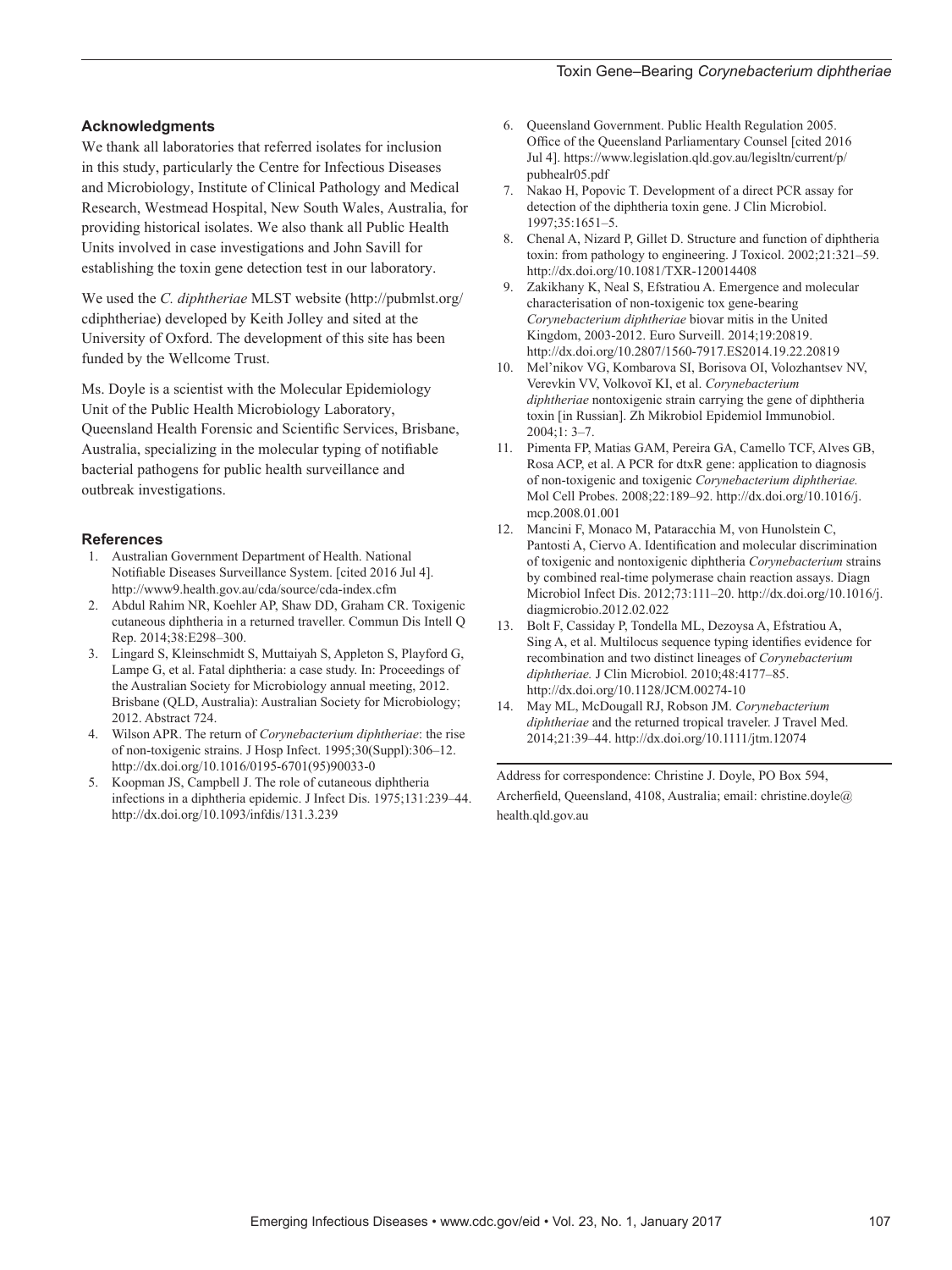## Acknowledgments

We thank all laboratories that referred isolates for inclusion in this study, particularly the Centre for Infectious Diseases and Microbiology, Institute of Clinical Pathology and Medical Research, Westmead Hospital, New South Wales, Australia, for providing historical isolates. We also thank all Public Health Units involved in case investigations and John Savill for establishing the toxin gene detection test in our laboratory.

We used the *C. diphtheriae* MLST website (http://pubmlst.org/cdiphtheriae) developed by Keith Jolley and sited at the University of Oxford. The development of this site has been funded by the Wellcome Trust.

Ms. Doyle is a scientist with the Molecular Epidemiology Unit of the Public Health Microbiology Laboratory, Queensland Health Forensic and Scientific Services, Brisbane, Australia, specializing in the molecular typing of notifiable bacterial pathogens for public health surveillance and outbreak investigations.

## References

1. Australian Government Department of Health. National Notifiable Diseases Surveillance System. [cited 2016 Jul 4]. http://www9.health.gov.au/cda/source/cda-index.cfm
2. Abdul Rahim NR, Koehler AP, Shaw DD, Graham CR. Toxigenic cutaneous diphtheria in a returned traveller. Commun Dis Intell Q Rep. 2014;38:E298–300.
3. Lingard S, Kleinschmidt S, Muttaiyah S, Appleton S, Playford G, Lampe G, et al. Fatal diphtheria: a case study. In: Proceedings of the Australian Society for Microbiology annual meeting, 2012. Brisbane (QLD, Australia): Australian Society for Microbiology; 2012. Abstract 724.
4. Wilson APR. The return of *Corynebacterium diphtheriae*: the rise of non-toxigenic strains. J Hosp Infect. 1995;30(Suppl):306–12. http://dx.doi.org/10.1016/0195-6701(95)90033-0
5. Koopman JS, Campbell J. The role of cutaneous diphtheria infections in a diphtheria epidemic. J Infect Dis. 1975;131:239–44. http://dx.doi.org/10.1093/infdis/131.3.239
6. Queensland Government. Public Health Regulation 2005. Office of the Queensland Parliamentary Counsel [cited 2016 Jul 4]. https://www.legislation.qld.gov.au/legisltn/current/p/pubhealr05.pdf
7. Nakao H, Popovic T. Development of a direct PCR assay for detection of the diphtheria toxin gene. J Clin Microbiol. 1997;35:1651–5.
8. Chenal A, Nizard P, Gillet D. Structure and function of diphtheria toxin: from pathology to engineering. J Toxicol. 2002;21:321–59. http://dx.doi.org/10.1081/TXR-120014408
9. Zakikhany K, Neal S, Efstratiou A. Emergence and molecular characterisation of non-toxigenic tox gene-bearing *Corynebacterium diphtheriae* biovar mitis in the United Kingdom, 2003-2012. Euro Surveill. 2014;19:20819. http://dx.doi.org/10.2807/1560-7917.ES2014.19.22.20819
10. Mel'nikov VG, Kombarova SI, Borisova OI, Volozhantsev NV, Verevkin VV, Volkovoĭ KI, et al. *Corynebacterium diphtheriae* nontoxigenic strain carrying the gene of diphtheria toxin [in Russian]. Zh Mikrobiol Epidemiol Immunobiol. 2004;1: 3–7.
11. Pimenta FP, Matias GAM, Pereira GA, Camello TCF, Alves GB, Rosa ACP, et al. A PCR for dtxR gene: application to diagnosis of non-toxigenic and toxigenic *Corynebacterium diphtheriae.* Mol Cell Probes. 2008;22:189–92. http://dx.doi.org/10.1016/j.mcp.2008.01.001
12. Mancini F, Monaco M, Pataracchia M, von Hunolstein C, Pantosti A, Ciervo A. Identification and molecular discrimination of toxigenic and nontoxigenic diphtheria *Corynebacterium* strains by combined real-time polymerase chain reaction assays. Diagn Microbiol Infect Dis. 2012;73:111–20. http://dx.doi.org/10.1016/j.diagmicrobio.2012.02.022
13. Bolt F, Cassiday P, Tondella ML, Dezoysa A, Efstratiou A, Sing A, et al. Multilocus sequence typing identifies evidence for recombination and two distinct lineages of *Corynebacterium diphtheriae.* J Clin Microbiol. 2010;48:4177–85. http://dx.doi.org/10.1128/JCM.00274-10
14. May ML, McDougall RJ, Robson JM. *Corynebacterium diphtheriae* and the returned tropical traveler. J Travel Med. 2014;21:39–44. http://dx.doi.org/10.1111/jtm.12074

Address for correspondence: Christine J. Doyle, PO Box 594, Archerfield, Queensland, 4108, Australia; email: christine.doyle@health.qld.gov.au